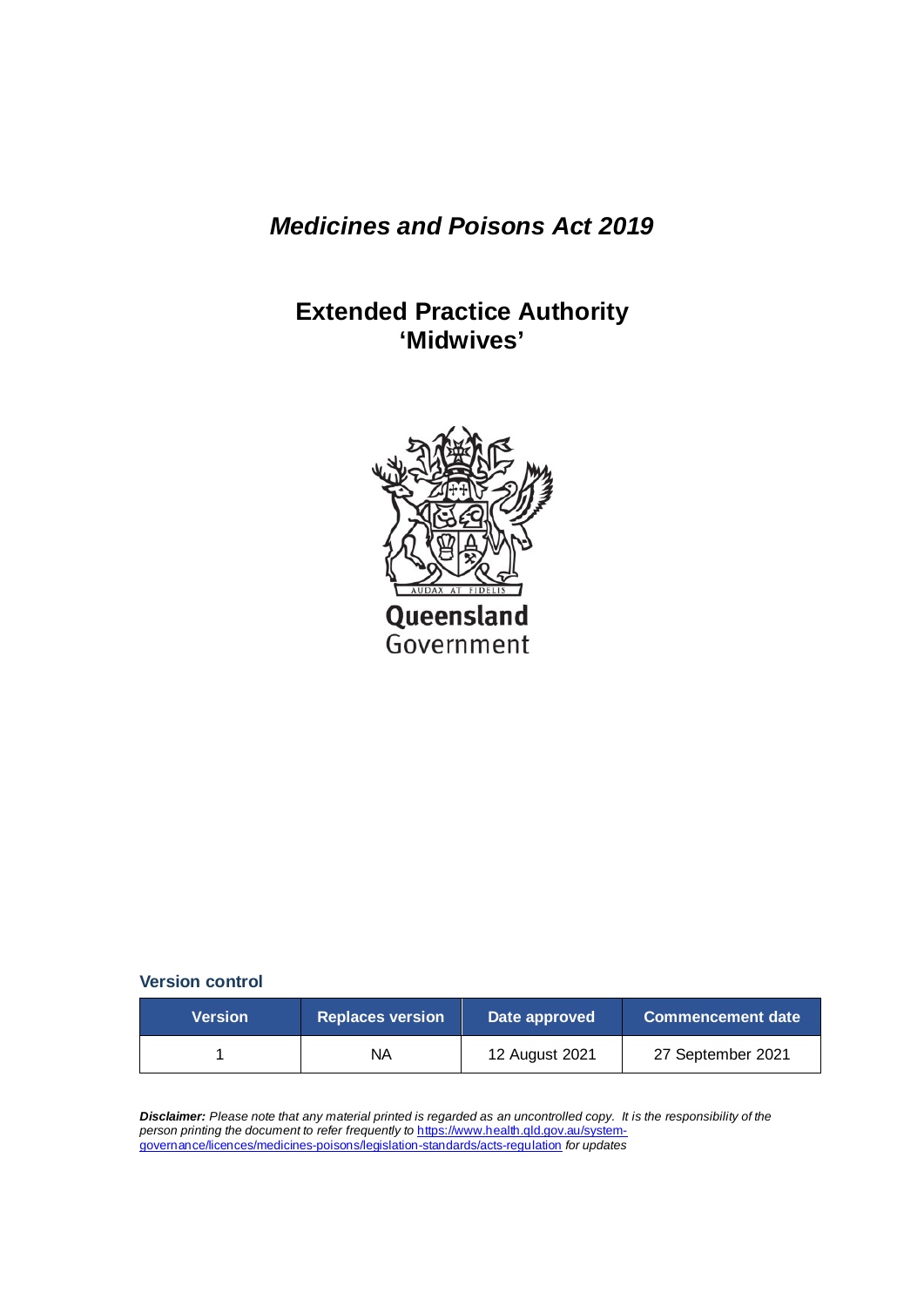# *Medicines and Poisons Act 2019*

## Extended Practice Authority 'Midwives'

Queensland Government

### Version control

| Version | Replaces version | Date approved | Commencement date |
|---|---|---|---|
| 1 | NA | 12 August 2021 | 27 September 2021 |

***Disclaimer:*** *Please note that any material printed is regarded as an uncontrolled copy. It is the responsibility of the person printing the document to refer frequently to* https://www.health.qld.gov.au/system-governance/licences/medicines-poisons/legislation-standards/acts-regulation *for updates*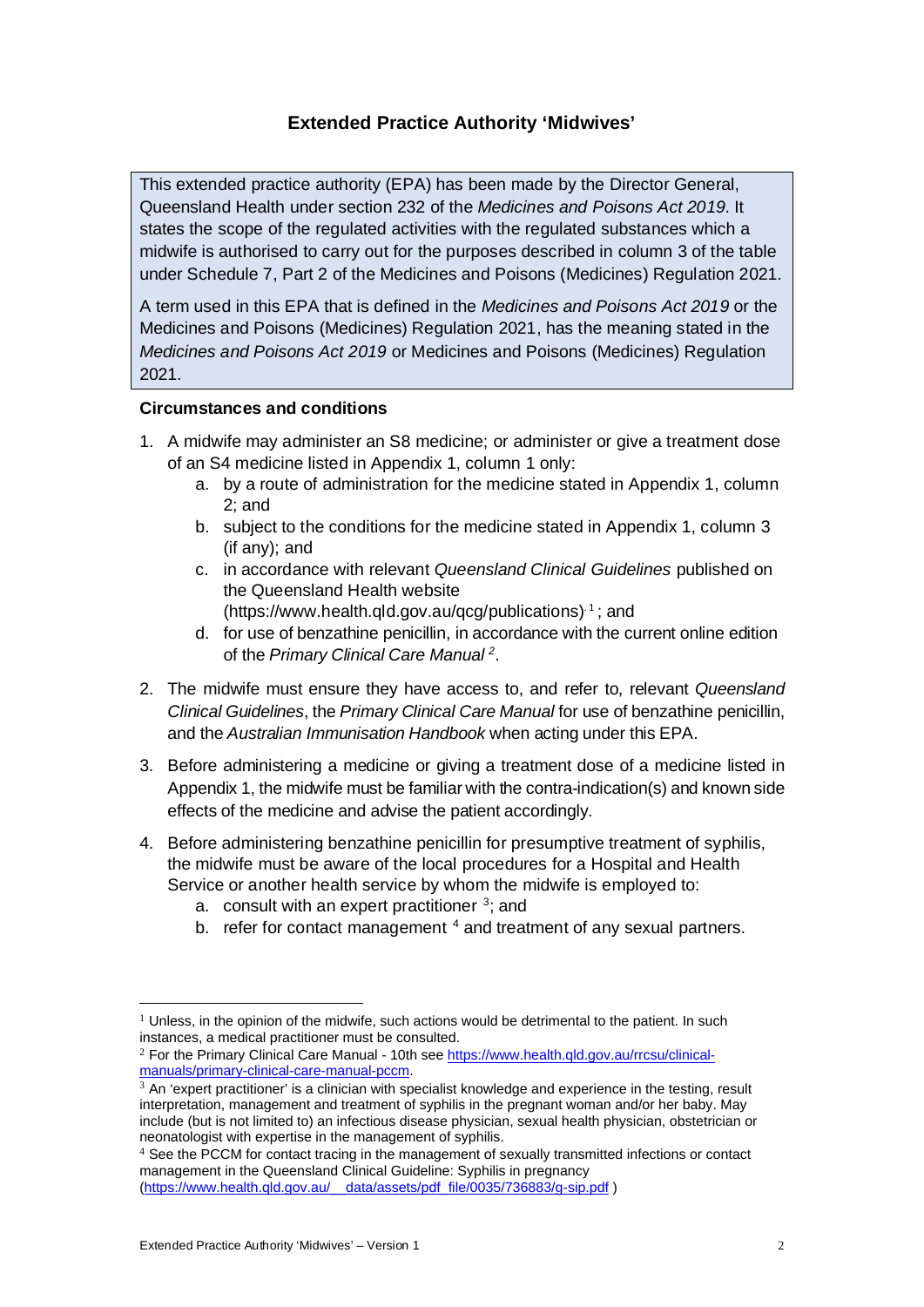## Extended Practice Authority 'Midwives'

This extended practice authority (EPA) has been made by the Director General, Queensland Health under section 232 of the *Medicines and Poisons Act 2019*. It states the scope of the regulated activities with the regulated substances which a midwife is authorised to carry out for the purposes described in column 3 of the table under Schedule 7, Part 2 of the Medicines and Poisons (Medicines) Regulation 2021.

A term used in this EPA that is defined in the *Medicines and Poisons Act 2019* or the Medicines and Poisons (Medicines) Regulation 2021, has the meaning stated in the *Medicines and Poisons Act 2019* or Medicines and Poisons (Medicines) Regulation 2021.

**Circumstances and conditions**

1. A midwife may administer an S8 medicine; or administer or give a treatment dose of an S4 medicine listed in Appendix 1, column 1 only:
   a. by a route of administration for the medicine stated in Appendix 1, column 2; and
   b. subject to the conditions for the medicine stated in Appendix 1, column 3 (if any); and
   c. in accordance with relevant *Queensland Clinical Guidelines* published on the Queensland Health website (https://www.health.qld.gov.au/qcg/publications)[1]; and
   d. for use of benzathine penicillin, in accordance with the current online edition of the *Primary Clinical Care Manual*[2].
2. The midwife must ensure they have access to, and refer to, relevant *Queensland Clinical Guidelines*, the *Primary Clinical Care Manual* for use of benzathine penicillin, and the *Australian Immunisation Handbook* when acting under this EPA.
3. Before administering a medicine or giving a treatment dose of a medicine listed in Appendix 1, the midwife must be familiar with the contra-indication(s) and known side effects of the medicine and advise the patient accordingly.
4. Before administering benzathine penicillin for presumptive treatment of syphilis, the midwife must be aware of the local procedures for a Hospital and Health Service or another health service by whom the midwife is employed to:
   a. consult with an expert practitioner[3]; and
   b. refer for contact management[4] and treatment of any sexual partners.

---

[1] Unless, in the opinion of the midwife, such actions would be detrimental to the patient. In such instances, a medical practitioner must be consulted.

[2] For the Primary Clinical Care Manual - 10th see https://www.health.qld.gov.au/rrcsu/clinical-manuals/primary-clinical-care-manual-pccm.

[3] An 'expert practitioner' is a clinician with specialist knowledge and experience in the testing, result interpretation, management and treatment of syphilis in the pregnant woman and/or her baby. May include (but is not limited to) an infectious disease physician, sexual health physician, obstetrician or neonatologist with expertise in the management of syphilis.

[4] See the PCCM for contact tracing in the management of sexually transmitted infections or contact management in the Queensland Clinical Guideline: Syphilis in pregnancy (https://www.health.qld.gov.au/__data/assets/pdf_file/0035/736883/g-sip.pdf )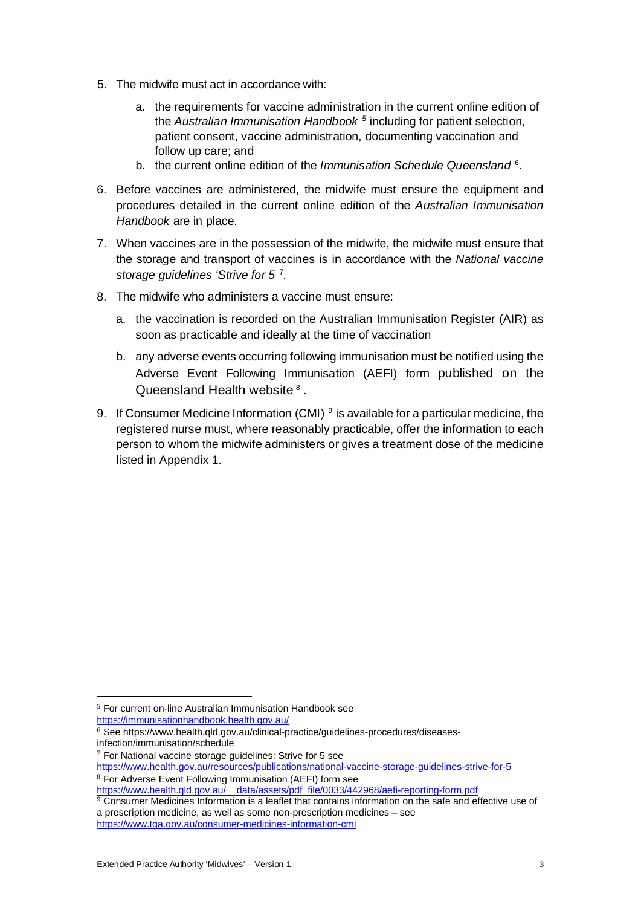5. The midwife must act in accordance with:
    a. the requirements for vaccine administration in the current online edition of the *Australian Immunisation Handbook* [5] including for patient selection, patient consent, vaccine administration, documenting vaccination and follow up care; and
    b. the current online edition of the *Immunisation Schedule Queensland* [6].

6. Before vaccines are administered, the midwife must ensure the equipment and procedures detailed in the current online edition of the *Australian Immunisation Handbook* are in place.

7. When vaccines are in the possession of the midwife, the midwife must ensure that the storage and transport of vaccines is in accordance with the *National vaccine storage guidelines 'Strive for 5* [7].

8. The midwife who administers a vaccine must ensure:
    a. the vaccination is recorded on the Australian Immunisation Register (AIR) as soon as practicable and ideally at the time of vaccination
    b. any adverse events occurring following immunisation must be notified using the Adverse Event Following Immunisation (AEFI) form published on the Queensland Health website [8].

9. If Consumer Medicine Information (CMI) [9] is available for a particular medicine, the registered nurse must, where reasonably practicable, offer the information to each person to whom the midwife administers or gives a treatment dose of the medicine listed in Appendix 1.

---

[5] For current on-line Australian Immunisation Handbook see https://immunisationhandbook.health.gov.au/

[6] See https://www.health.qld.gov.au/clinical-practice/guidelines-procedures/diseases-infection/immunisation/schedule

[7] For National vaccine storage guidelines: Strive for 5 see https://www.health.gov.au/resources/publications/national-vaccine-storage-guidelines-strive-for-5

[8] For Adverse Event Following Immunisation (AEFI) form see https://www.health.qld.gov.au/__data/assets/pdf_file/0033/442968/aefi-reporting-form.pdf

[9] Consumer Medicines Information is a leaflet that contains information on the safe and effective use of a prescription medicine, as well as some non-prescription medicines – see https://www.tga.gov.au/consumer-medicines-information-cmi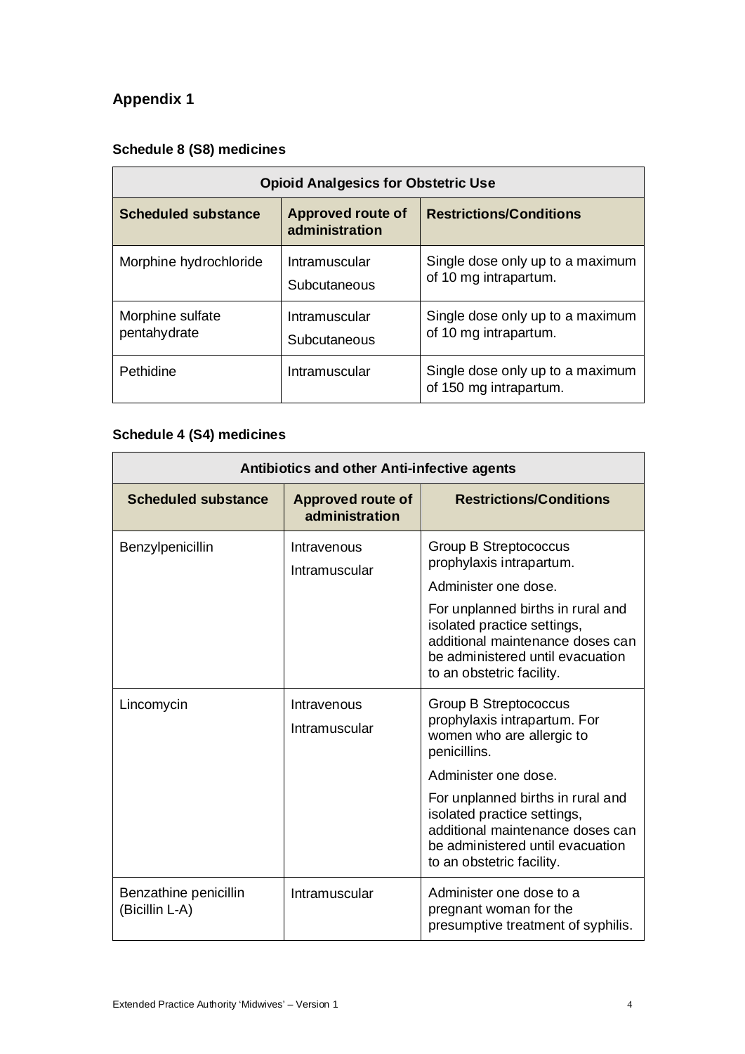## Appendix 1

### Schedule 8 (S8) medicines

| Opioid Analgesics for Obstetric Use | | |
|---|---|---|
| **Scheduled substance** | **Approved route of administration** | **Restrictions/Conditions** |
| Morphine hydrochloride | Intramuscular<br>Subcutaneous | Single dose only up to a maximum of 10 mg intrapartum. |
| Morphine sulfate pentahydrate | Intramuscular<br>Subcutaneous | Single dose only up to a maximum of 10 mg intrapartum. |
| Pethidine | Intramuscular | Single dose only up to a maximum of 150 mg intrapartum. |

### Schedule 4 (S4) medicines

| Antibiotics and other Anti-infective agents | | |
|---|---|---|
| **Scheduled substance** | **Approved route of administration** | **Restrictions/Conditions** |
| Benzylpenicillin | Intravenous<br>Intramuscular | Group B Streptococcus prophylaxis intrapartum.<br>Administer one dose.<br>For unplanned births in rural and isolated practice settings, additional maintenance doses can be administered until evacuation to an obstetric facility. |
| Lincomycin | Intravenous<br>Intramuscular | Group B Streptococcus prophylaxis intrapartum. For women who are allergic to penicillins.<br>Administer one dose.<br>For unplanned births in rural and isolated practice settings, additional maintenance doses can be administered until evacuation to an obstetric facility. |
| Benzathine penicillin (Bicillin L-A) | Intramuscular | Administer one dose to a pregnant woman for the presumptive treatment of syphilis. |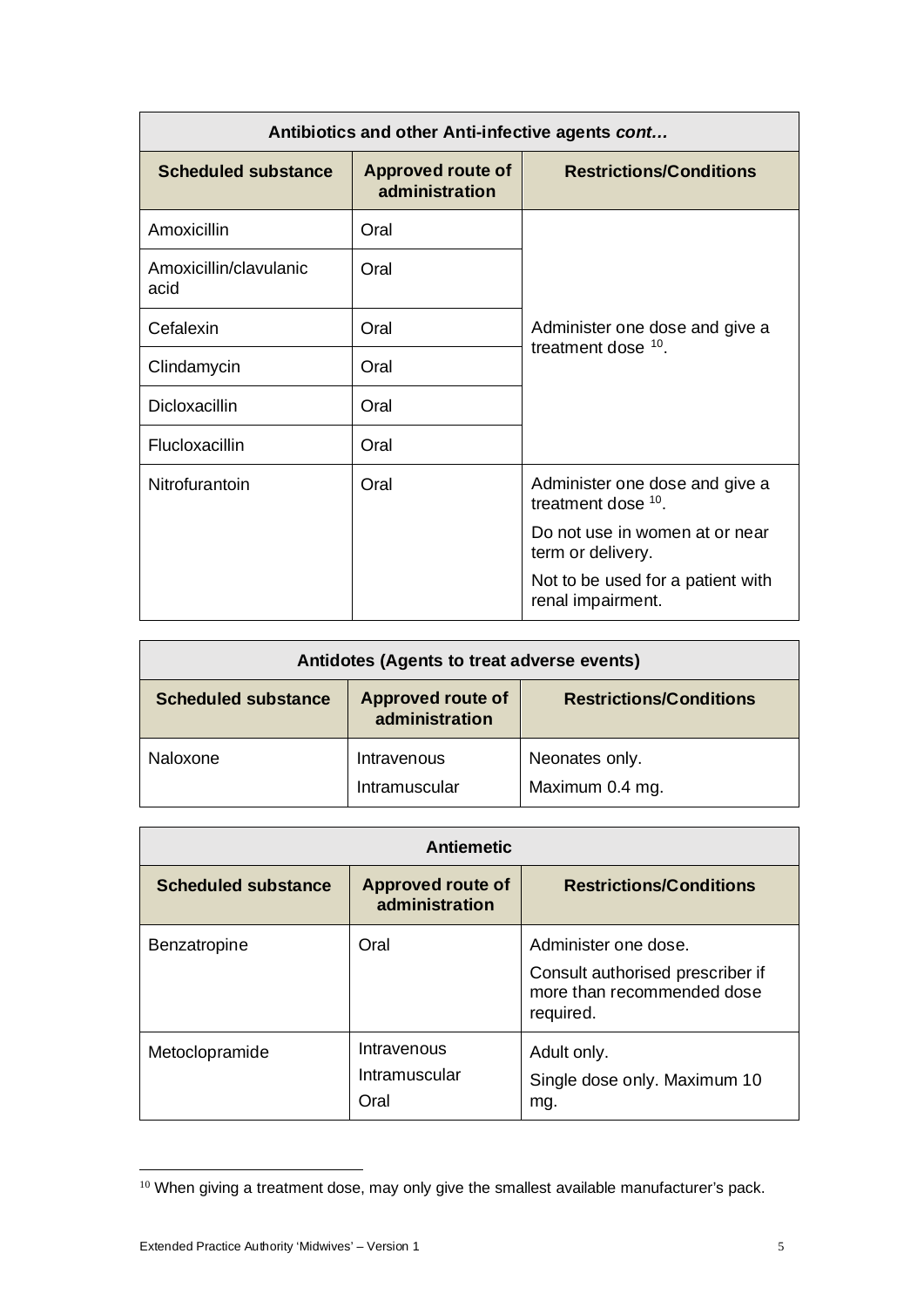| Antibiotics and other Anti-infective agents *cont…* | | |
|---|---|---|
| **Scheduled substance** | **Approved route of administration** | **Restrictions/Conditions** |
| Amoxicillin | Oral | Administer one dose and give a treatment dose [10]. |
| Amoxicillin/clavulanic acid | Oral | |
| Cefalexin | Oral | |
| Clindamycin | Oral | |
| Dicloxacillin | Oral | |
| Flucloxacillin | Oral | |
| Nitrofurantoin | Oral | Administer one dose and give a treatment dose [10]. Do not use in women at or near term or delivery. Not to be used for a patient with renal impairment. |

| Antidotes (Agents to treat adverse events) | | |
|---|---|---|
| **Scheduled substance** | **Approved route of administration** | **Restrictions/Conditions** |
| Naloxone | Intravenous<br>Intramuscular | Neonates only.<br>Maximum 0.4 mg. |

| Antiemetic | | |
|---|---|---|
| **Scheduled substance** | **Approved route of administration** | **Restrictions/Conditions** |
| Benzatropine | Oral | Administer one dose.<br>Consult authorised prescriber if more than recommended dose required. |
| Metoclopramide | Intravenous<br>Intramuscular<br>Oral | Adult only.<br>Single dose only. Maximum 10 mg. |

[10] When giving a treatment dose, may only give the smallest available manufacturer's pack.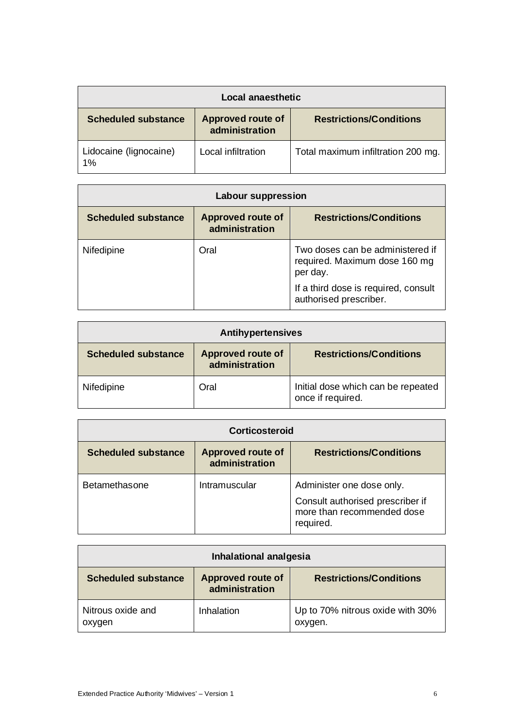| Local anaesthetic | | |
|---|---|---|
| **Scheduled substance** | **Approved route of administration** | **Restrictions/Conditions** |
| Lidocaine (lignocaine) 1% | Local infiltration | Total maximum infiltration 200 mg. |

| Labour suppression | | |
|---|---|---|
| **Scheduled substance** | **Approved route of administration** | **Restrictions/Conditions** |
| Nifedipine | Oral | Two doses can be administered if required. Maximum dose 160 mg per day.<br>If a third dose is required, consult authorised prescriber. |

| Antihypertensives | | |
|---|---|---|
| **Scheduled substance** | **Approved route of administration** | **Restrictions/Conditions** |
| Nifedipine | Oral | Initial dose which can be repeated once if required. |

| Corticosteroid | | |
|---|---|---|
| **Scheduled substance** | **Approved route of administration** | **Restrictions/Conditions** |
| Betamethasone | Intramuscular | Administer one dose only.<br>Consult authorised prescriber if more than recommended dose required. |

| Inhalational analgesia | | |
|---|---|---|
| **Scheduled substance** | **Approved route of administration** | **Restrictions/Conditions** |
| Nitrous oxide and oxygen | Inhalation | Up to 70% nitrous oxide with 30% oxygen. |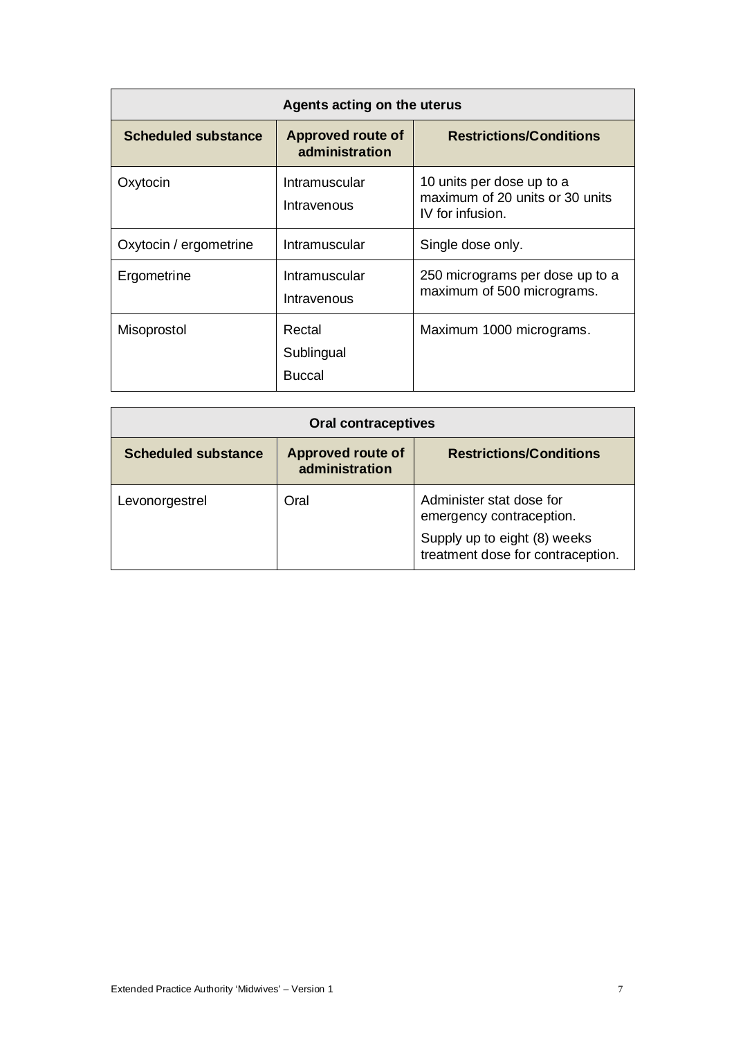| Agents acting on the uterus | | |
|---|---|---|
| **Scheduled substance** | **Approved route of administration** | **Restrictions/Conditions** |
| Oxytocin | Intramuscular<br>Intravenous | 10 units per dose up to a maximum of 20 units or 30 units IV for infusion. |
| Oxytocin / ergometrine | Intramuscular | Single dose only. |
| Ergometrine | Intramuscular<br>Intravenous | 250 micrograms per dose up to a maximum of 500 micrograms. |
| Misoprostol | Rectal<br>Sublingual<br>Buccal | Maximum 1000 micrograms. |

| Oral contraceptives | | |
|---|---|---|
| **Scheduled substance** | **Approved route of administration** | **Restrictions/Conditions** |
| Levonorgestrel | Oral | Administer stat dose for emergency contraception.<br>Supply up to eight (8) weeks treatment dose for contraception. |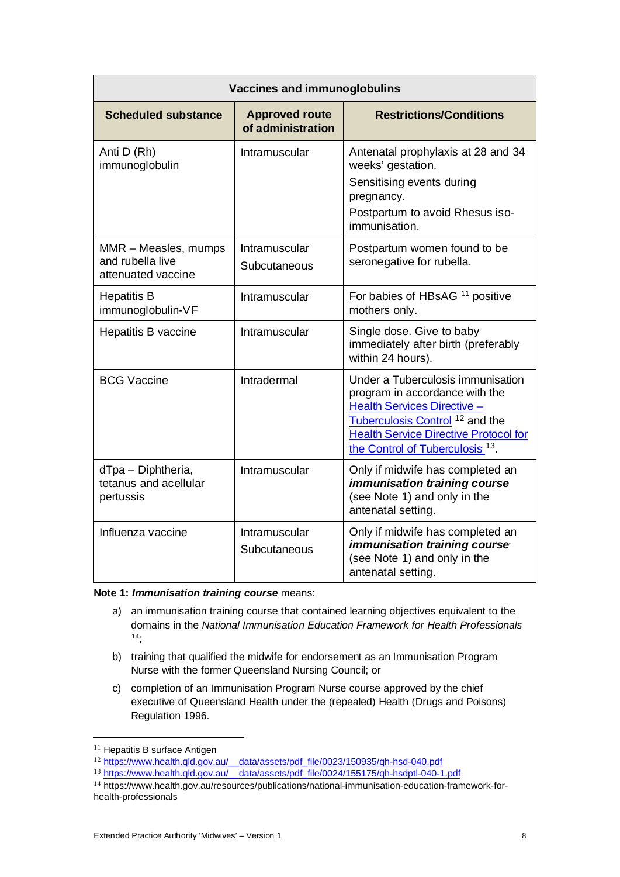| Vaccines and immunoglobulins | | |
|---|---|---|
| **Scheduled substance** | **Approved route of administration** | **Restrictions/Conditions** |
| Anti D (Rh) immunoglobulin | Intramuscular | Antenatal prophylaxis at 28 and 34 weeks' gestation. Sensitising events during pregnancy. Postpartum to avoid Rhesus iso-immunisation. |
| MMR – Measles, mumps and rubella live attenuated vaccine | Intramuscular Subcutaneous | Postpartum women found to be seronegative for rubella. |
| Hepatitis B immunoglobulin-VF | Intramuscular | For babies of HBsAG [11] positive mothers only. |
| Hepatitis B vaccine | Intramuscular | Single dose. Give to baby immediately after birth (preferably within 24 hours). |
| BCG Vaccine | Intradermal | Under a Tuberculosis immunisation program in accordance with the Health Services Directive – Tuberculosis Control [12] and the Health Service Directive Protocol for the Control of Tuberculosis [13]. |
| dTpa – Diphtheria, tetanus and acellular pertussis | Intramuscular | Only if midwife has completed an ***immunisation training course*** (see Note 1) and only in the antenatal setting. |
| Influenza vaccine | Intramuscular Subcutaneous | Only if midwife has completed an ***immunisation training course*** (see Note 1) and only in the antenatal setting. |

**Note 1:** ***Immunisation training course*** means:

a) an immunisation training course that contained learning objectives equivalent to the domains in the *National Immunisation Education Framework for Health Professionals* [14];

b) training that qualified the midwife for endorsement as an Immunisation Program Nurse with the former Queensland Nursing Council; or

c) completion of an Immunisation Program Nurse course approved by the chief executive of Queensland Health under the (repealed) Health (Drugs and Poisons) Regulation 1996.

---

[11] Hepatitis B surface Antigen

[12] https://www.health.qld.gov.au/__data/assets/pdf_file/0023/150935/qh-hsd-040.pdf

[13] https://www.health.qld.gov.au/__data/assets/pdf_file/0024/155175/qh-hsdptl-040-1.pdf

[14] https://www.health.gov.au/resources/publications/national-immunisation-education-framework-for-health-professionals